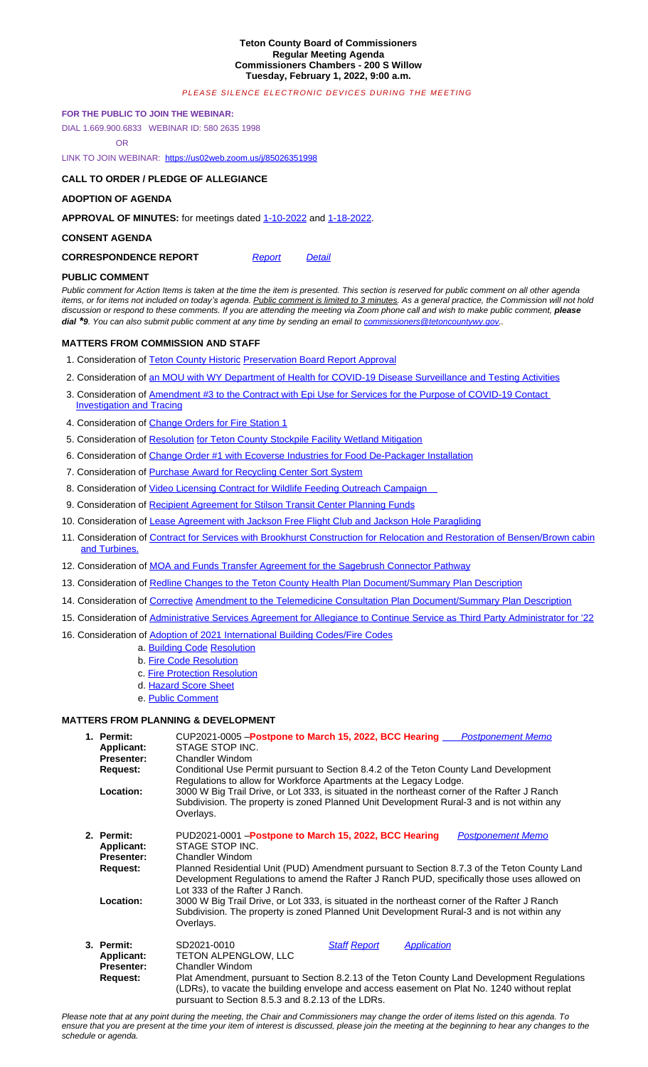# Teton County Board of Commissioners
## Regular Meeting Agenda
### Commissioners Chambers - 200 S Willow
### Tuesday, February 1, 2022, 9:00 a.m.

*PLEASE SILENCE ELECTRONIC DEVICES DURING THE MEETING*

**FOR THE PUBLIC TO JOIN THE WEBINAR:**

DIAL 1.669.900.6833 WEBINAR ID: 580 2635 1998

OR

LINK TO JOIN WEBINAR: https://us02web.zoom.us/j/85026351998

**CALL TO ORDER / PLEDGE OF ALLEGIANCE**

**ADOPTION OF AGENDA**

**APPROVAL OF MINUTES:** for meetings dated 1-10-2022 and 1-18-2022.

**CONSENT AGENDA**

**CORRESPONDENCE REPORT** *Report* *Detail*

**PUBLIC COMMENT**

*Public comment for Action Items is taken at the time the item is presented. This section is reserved for public comment on all other agenda items, or for items not included on today's agenda. Public comment is limited to 3 minutes. As a general practice, the Commission will not hold discussion or respond to these comments. If you are attending the meeting via Zoom phone call and wish to make public comment, **please dial \*9**. You can also submit public comment at any time by sending an email to commissioners@tetoncountywy.gov..*

**MATTERS FROM COMMISSION AND STAFF**

1. Consideration of Teton County Historic Preservation Board Report Approval
2. Consideration of an MOU with WY Department of Health for COVID-19 Disease Surveillance and Testing Activities
3. Consideration of Amendment #3 to the Contract with Epi Use for Services for the Purpose of COVID-19 Contact Investigation and Tracing
4. Consideration of Change Orders for Fire Station 1
5. Consideration of Resolution for Teton County Stockpile Facility Wetland Mitigation
6. Consideration of Change Order #1 with Ecoverse Industries for Food De-Packager Installation
7. Consideration of Purchase Award for Recycling Center Sort System
8. Consideration of Video Licensing Contract for Wildlife Feeding Outreach Campaign
9. Consideration of Recipient Agreement for Stilson Transit Center Planning Funds
10. Consideration of Lease Agreement with Jackson Free Flight Club and Jackson Hole Paragliding
11. Consideration of Contract for Services with Brookhurst Construction for Relocation and Restoration of Bensen/Brown cabin and Turbines.
12. Consideration of MOA and Funds Transfer Agreement for the Sagebrush Connector Pathway
13. Consideration of Redline Changes to the Teton County Health Plan Document/Summary Plan Description
14. Consideration of Corrective Amendment to the Telemedicine Consultation Plan Document/Summary Plan Description
15. Consideration of Administrative Services Agreement for Allegiance to Continue Service as Third Party Administrator for '22
16. Consideration of Adoption of 2021 International Building Codes/Fire Codes
    a. Building Code Resolution
    b. Fire Code Resolution
    c. Fire Protection Resolution
    d. Hazard Score Sheet
    e. Public Comment

**MATTERS FROM PLANNING & DEVELOPMENT**

1. **Permit:** CUP2021-0005 –**Postpone to March 15, 2022, BCC Hearing** *Postponement Memo*
   **Applicant:** STAGE STOP INC.
   **Presenter:** Chandler Windom
   **Request:** Conditional Use Permit pursuant to Section 8.4.2 of the Teton County Land Development Regulations to allow for Workforce Apartments at the Legacy Lodge.
   **Location:** 3000 W Big Trail Drive, or Lot 333, is situated in the northeast corner of the Rafter J Ranch Subdivision. The property is zoned Planned Unit Development Rural-3 and is not within any Overlays.

2. **Permit:** PUD2021-0001 –**Postpone to March 15, 2022, BCC Hearing** *Postponement Memo*
   **Applicant:** STAGE STOP INC.
   **Presenter:** Chandler Windom
   **Request:** Planned Residential Unit (PUD) Amendment pursuant to Section 8.7.3 of the Teton County Land Development Regulations to amend the Rafter J Ranch PUD, specifically those uses allowed on Lot 333 of the Rafter J Ranch.
   **Location:** 3000 W Big Trail Drive, or Lot 333, is situated in the northeast corner of the Rafter J Ranch Subdivision. The property is zoned Planned Unit Development Rural-3 and is not within any Overlays.

3. **Permit:** SD2021-0010 *Staff Report* *Application*
   **Applicant:** TETON ALPENGLOW, LLC
   **Presenter:** Chandler Windom
   **Request:** Plat Amendment, pursuant to Section 8.2.13 of the Teton County Land Development Regulations (LDRs), to vacate the building envelope and access easement on Plat No. 1240 without replat pursuant to Section 8.5.3 and 8.2.13 of the LDRs.

*Please note that at any point during the meeting, the Chair and Commissioners may change the order of items listed on this agenda. To ensure that you are present at the time your item of interest is discussed, please join the meeting at the beginning to hear any changes to the schedule or agenda.*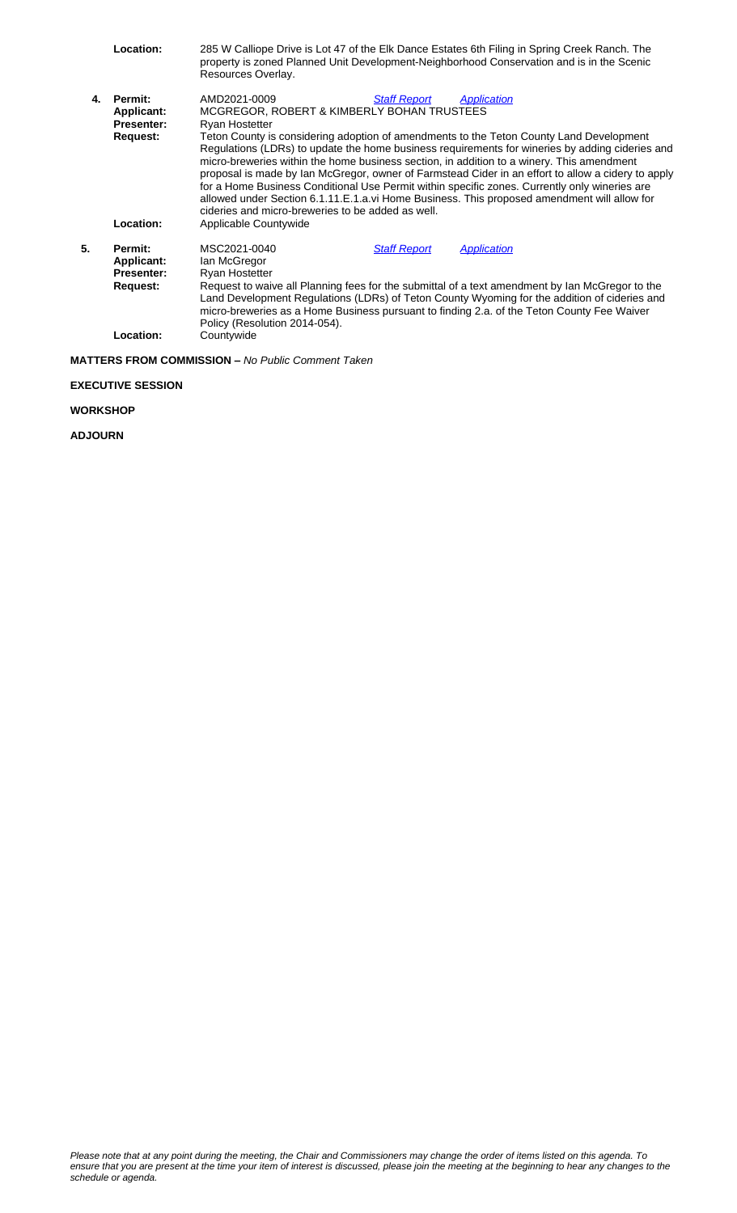**Location:** 285 W Calliope Drive is Lot 47 of the Elk Dance Estates 6th Filing in Spring Creek Ranch. The property is zoned Planned Unit Development-Neighborhood Conservation and is in the Scenic Resources Overlay.

4. **Permit:** AMD2021-0009 *Staff Report* *Application*
   **Applicant:** MCGREGOR, ROBERT & KIMBERLY BOHAN TRUSTEES
   **Presenter:** Ryan Hostetter
   **Request:** Teton County is considering adoption of amendments to the Teton County Land Development Regulations (LDRs) to update the home business requirements for wineries by adding cideries and micro-breweries within the home business section, in addition to a winery. This amendment proposal is made by Ian McGregor, owner of Farmstead Cider in an effort to allow a cidery to apply for a Home Business Conditional Use Permit within specific zones. Currently only wineries are allowed under Section 6.1.11.E.1.a.vi Home Business. This proposed amendment will allow for cideries and micro-breweries to be added as well.
   **Location:** Applicable Countywide

5. **Permit:** MSC2021-0040 *Staff Report* *Application*
   **Applicant:** Ian McGregor
   **Presenter:** Ryan Hostetter
   **Request:** Request to waive all Planning fees for the submittal of a text amendment by Ian McGregor to the Land Development Regulations (LDRs) of Teton County Wyoming for the addition of cideries and micro-breweries as a Home Business pursuant to finding 2.a. of the Teton County Fee Waiver Policy (Resolution 2014-054).
   **Location:** Countywide

**MATTERS FROM COMMISSION –** *No Public Comment Taken*

**EXECUTIVE SESSION**

**WORKSHOP**

**ADJOURN**

*Please note that at any point during the meeting, the Chair and Commissioners may change the order of items listed on this agenda. To ensure that you are present at the time your item of interest is discussed, please join the meeting at the beginning to hear any changes to the schedule or agenda.*